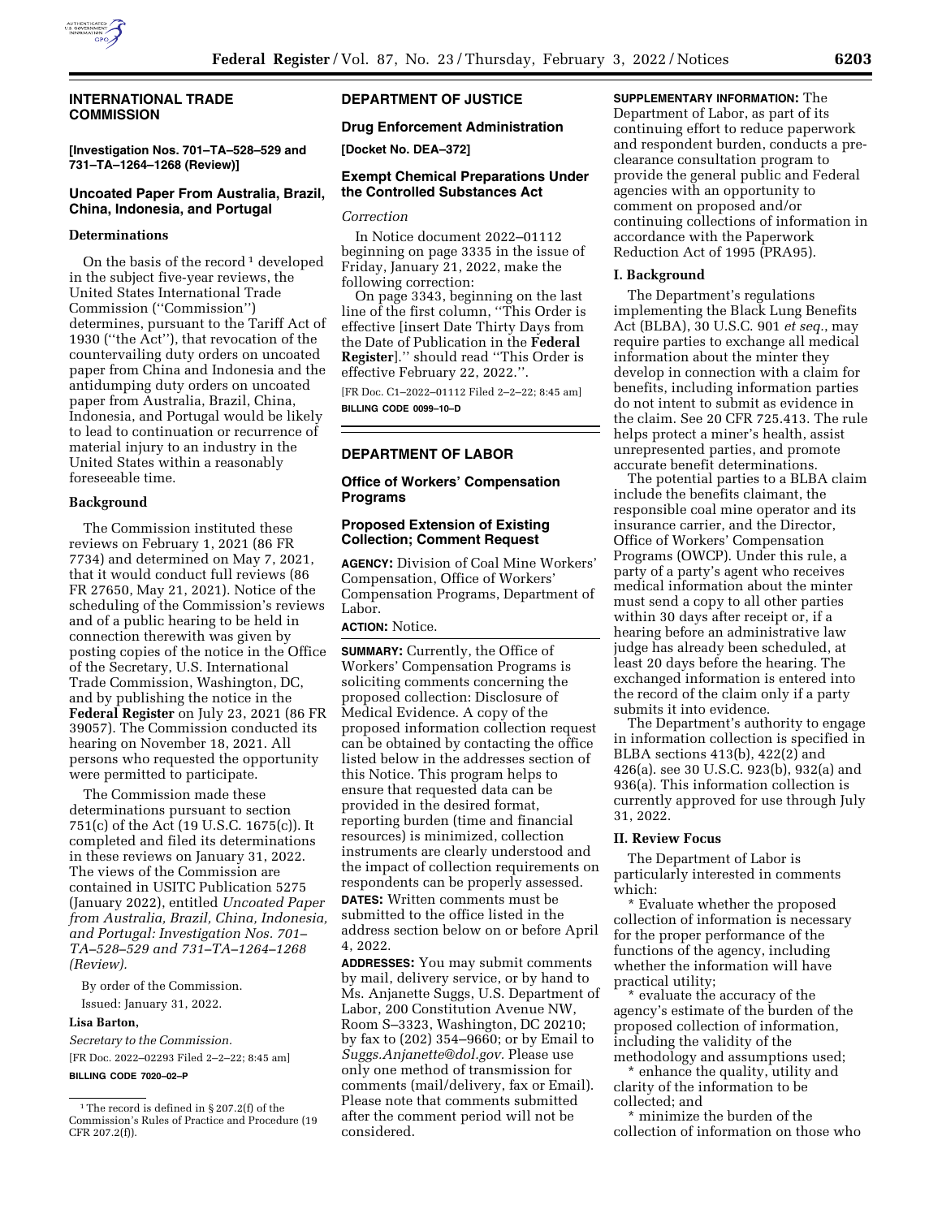## INTERNATIONAL TRADE COMMISSION

**[Investigation Nos. 701–TA–528–529 and 731–TA–1264–1268 (Review)]**

### Uncoated Paper From Australia, Brazil, China, Indonesia, and Portugal

#### Determinations

On the basis of the record [1] developed in the subject five-year reviews, the United States International Trade Commission (''Commission'') determines, pursuant to the Tariff Act of 1930 (''the Act''), that revocation of the countervailing duty orders on uncoated paper from China and Indonesia and the antidumping duty orders on uncoated paper from Australia, Brazil, China, Indonesia, and Portugal would be likely to lead to continuation or recurrence of material injury to an industry in the United States within a reasonably foreseeable time.

#### Background

The Commission instituted these reviews on February 1, 2021 (86 FR 7734) and determined on May 7, 2021, that it would conduct full reviews (86 FR 27650, May 21, 2021). Notice of the scheduling of the Commission's reviews and of a public hearing to be held in connection therewith was given by posting copies of the notice in the Office of the Secretary, U.S. International Trade Commission, Washington, DC, and by publishing the notice in the **Federal Register** on July 23, 2021 (86 FR 39057). The Commission conducted its hearing on November 18, 2021. All persons who requested the opportunity were permitted to participate.

The Commission made these determinations pursuant to section 751(c) of the Act (19 U.S.C. 1675(c)). It completed and filed its determinations in these reviews on January 31, 2022. The views of the Commission are contained in USITC Publication 5275 (January 2022), entitled *Uncoated Paper from Australia, Brazil, China, Indonesia, and Portugal: Investigation Nos. 701–TA–528–529 and 731–TA–1264–1268 (Review).*

By order of the Commission.

Issued: January 31, 2022.

**Lisa Barton,**

*Secretary to the Commission.*

[FR Doc. 2022–02293 Filed 2–2–22; 8:45 am]

**BILLING CODE 7020–02–P**

[1] The record is defined in § 207.2(f) of the Commission's Rules of Practice and Procedure (19 CFR 207.2(f)).

## DEPARTMENT OF JUSTICE

### Drug Enforcement Administration

**[Docket No. DEA–372]**

### Exempt Chemical Preparations Under the Controlled Substances Act

*Correction*

In Notice document 2022–01112 beginning on page 3335 in the issue of Friday, January 21, 2022, make the following correction:

On page 3343, beginning on the last line of the first column, ''This Order is effective [insert Date Thirty Days from the Date of Publication in the **Federal Register**].'' should read ''This Order is effective February 22, 2022.''.

[FR Doc. C1–2022–01112 Filed 2–2–22; 8:45 am]

**BILLING CODE 0099–10–D**

## DEPARTMENT OF LABOR

### Office of Workers' Compensation Programs

### Proposed Extension of Existing Collection; Comment Request

**AGENCY:** Division of Coal Mine Workers' Compensation, Office of Workers' Compensation Programs, Department of Labor.

**ACTION:** Notice.

**SUMMARY:** Currently, the Office of Workers' Compensation Programs is soliciting comments concerning the proposed collection: Disclosure of Medical Evidence. A copy of the proposed information collection request can be obtained by contacting the office listed below in the addresses section of this Notice. This program helps to ensure that requested data can be provided in the desired format, reporting burden (time and financial resources) is minimized, collection instruments are clearly understood and the impact of collection requirements on respondents can be properly assessed.

**DATES:** Written comments must be submitted to the office listed in the address section below on or before April 4, 2022.

**ADDRESSES:** You may submit comments by mail, delivery service, or by hand to Ms. Anjanette Suggs, U.S. Department of Labor, 200 Constitution Avenue NW, Room S–3323, Washington, DC 20210; by fax to (202) 354–9660; or by Email to *Suggs.Anjanette@dol.gov.* Please use only one method of transmission for comments (mail/delivery, fax or Email). Please note that comments submitted after the comment period will not be considered.

**SUPPLEMENTARY INFORMATION:** The Department of Labor, as part of its continuing effort to reduce paperwork and respondent burden, conducts a pre-clearance consultation program to provide the general public and Federal agencies with an opportunity to comment on proposed and/or continuing collections of information in accordance with the Paperwork Reduction Act of 1995 (PRA95).

#### I. Background

The Department's regulations implementing the Black Lung Benefits Act (BLBA), 30 U.S.C. 901 *et seq.*, may require parties to exchange all medical information about the minter they develop in connection with a claim for benefits, including information parties do not intent to submit as evidence in the claim. See 20 CFR 725.413. The rule helps protect a miner's health, assist unrepresented parties, and promote accurate benefit determinations.

The potential parties to a BLBA claim include the benefits claimant, the responsible coal mine operator and its insurance carrier, and the Director, Office of Workers' Compensation Programs (OWCP). Under this rule, a party of a party's agent who receives medical information about the minter must send a copy to all other parties within 30 days after receipt or, if a hearing before an administrative law judge has already been scheduled, at least 20 days before the hearing. The exchanged information is entered into the record of the claim only if a party submits it into evidence.

The Department's authority to engage in information collection is specified in BLBA sections 413(b), 422(2) and 426(a). see 30 U.S.C. 923(b), 932(a) and 936(a). This information collection is currently approved for use through July 31, 2022.

#### II. Review Focus

The Department of Labor is particularly interested in comments which:

* Evaluate whether the proposed collection of information is necessary for the proper performance of the functions of the agency, including whether the information will have practical utility;

* evaluate the accuracy of the agency's estimate of the burden of the proposed collection of information, including the validity of the methodology and assumptions used;

* enhance the quality, utility and clarity of the information to be collected; and

* minimize the burden of the collection of information on those who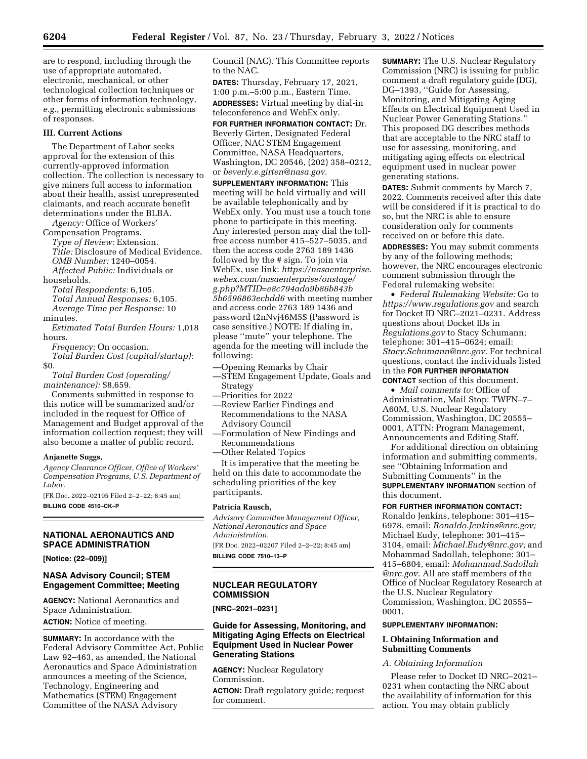are to respond, including through the use of appropriate automated, electronic, mechanical, or other technological collection techniques or other forms of information technology, *e.g.,* permitting electronic submissions of responses.

### III. Current Actions

The Department of Labor seeks approval for the extension of this currently-approved information collection. The collection is necessary to give miners full access to information about their health, assist unrepresented claimants, and reach accurate benefit determinations under the BLBA.

*Agency:* Office of Workers' Compensation Programs.

*Type of Review:* Extension.

*Title:* Disclosure of Medical Evidence.

*OMB Number:* 1240–0054.

*Affected Public:* Individuals or households.

*Total Respondents:* 6,105.

*Total Annual Responses:* 6,105.

*Average Time per Response:* 10 minutes.

*Estimated Total Burden Hours:* 1,018 hours.

*Frequency:* On occasion.

*Total Burden Cost (capital/startup):* $0.

*Total Burden Cost (operating/maintenance):* $8,659.

Comments submitted in response to this notice will be summarized and/or included in the request for Office of Management and Budget approval of the information collection request; they will also become a matter of public record.

**Anjanette Suggs,**

*Agency Clearance Officer, Office of Workers' Compensation Programs, U.S. Department of Labor.*

[FR Doc. 2022–02195 Filed 2–2–22; 8:45 am]

**BILLING CODE 4510–CK–P**

## NATIONAL AERONAUTICS AND SPACE ADMINISTRATION

**[Notice: (22–009)]**

### NASA Advisory Council; STEM Engagement Committee; Meeting

**AGENCY:** National Aeronautics and Space Administration.

**ACTION:** Notice of meeting.

**SUMMARY:** In accordance with the Federal Advisory Committee Act, Public Law 92–463, as amended, the National Aeronautics and Space Administration announces a meeting of the Science, Technology, Engineering and Mathematics (STEM) Engagement Committee of the NASA Advisory Council (NAC). This Committee reports to the NAC.

**DATES:** Thursday, February 17, 2021, 1:00 p.m.–5:00 p.m., Eastern Time.

**ADDRESSES:** Virtual meeting by dial-in teleconference and WebEx only.

**FOR FURTHER INFORMATION CONTACT:** Dr. Beverly Girten, Designated Federal Officer, NAC STEM Engagement Committee, NASA Headquarters, Washington, DC 20546, (202) 358–0212, or *beverly.e.girten@nasa.gov*.

**SUPPLEMENTARY INFORMATION:** This meeting will be held virtually and will be available telephonically and by WebEx only. You must use a touch tone phone to participate in this meeting. Any interested person may dial the toll-free access number 415–527–5035, and then the access code 2763 189 1436 followed by the # sign. To join via WebEx, use link: *https://nasaenterprise.webex.com/nasaenterprise/onstage/g.php?MTID=e8c794ada9b86b843b5b6596863ecbdd6* with meeting number and access code 2763 189 1436 and password t2nNvj46M5$ (Password is case sensitive.) NOTE: If dialing in, please ''mute'' your telephone. The agenda for the meeting will include the following:

—Opening Remarks by Chair
—STEM Engagement Update, Goals and Strategy
—Priorities for 2022
—Review Earlier Findings and Recommendations to the NASA Advisory Council
—Formulation of New Findings and Recommendations
—Other Related Topics

It is imperative that the meeting be held on this date to accommodate the scheduling priorities of the key participants.

**Patricia Rausch,**

*Advisory Committee Management Officer, National Aeronautics and Space Administration.*

[FR Doc. 2022–02207 Filed 2–2–22; 8:45 am]

**BILLING CODE 7510–13–P**

## NUCLEAR REGULATORY COMMISSION

**[NRC–2021–0231]**

### Guide for Assessing, Monitoring, and Mitigating Aging Effects on Electrical Equipment Used in Nuclear Power Generating Stations

**AGENCY:** Nuclear Regulatory Commission.

**ACTION:** Draft regulatory guide; request for comment.

**SUMMARY:** The U.S. Nuclear Regulatory Commission (NRC) is issuing for public comment a draft regulatory guide (DG), DG–1393, ''Guide for Assessing, Monitoring, and Mitigating Aging Effects on Electrical Equipment Used in Nuclear Power Generating Stations.'' This proposed DG describes methods that are acceptable to the NRC staff to use for assessing, monitoring, and mitigating aging effects on electrical equipment used in nuclear power generating stations.

**DATES:** Submit comments by March 7, 2022. Comments received after this date will be considered if it is practical to do so, but the NRC is able to ensure consideration only for comments received on or before this date.

**ADDRESSES:** You may submit comments by any of the following methods; however, the NRC encourages electronic comment submission through the Federal rulemaking website:

- *Federal Rulemaking Website:* Go to *https://www.regulations.gov* and search for Docket ID NRC–2021–0231. Address questions about Docket IDs in *Regulations.gov* to Stacy Schumann; telephone: 301–415–0624; email: *Stacy.Schumann@nrc.gov*. For technical questions, contact the individuals listed in the **FOR FURTHER INFORMATION CONTACT** section of this document.
- *Mail comments to:* Office of Administration, Mail Stop: TWFN–7–A60M, U.S. Nuclear Regulatory Commission, Washington, DC 20555–0001, ATTN: Program Management, Announcements and Editing Staff.

For additional direction on obtaining information and submitting comments, see ''Obtaining Information and Submitting Comments'' in the **SUPPLEMENTARY INFORMATION** section of this document.

**FOR FURTHER INFORMATION CONTACT:** Ronaldo Jenkins, telephone: 301–415–6978, email: *Ronaldo.Jenkins@nrc.gov;* Michael Eudy, telephone: 301–415–3104, email: *Michael.Eudy@nrc.gov;* and Mohammad Sadollah, telephone: 301–415–6804, email: *Mohammad.Sadollah@nrc.gov*. All are staff members of the Office of Nuclear Regulatory Research at the U.S. Nuclear Regulatory Commission, Washington, DC 20555–0001.

**SUPPLEMENTARY INFORMATION:**

### I. Obtaining Information and Submitting Comments

*A. Obtaining Information*

Please refer to Docket ID NRC–2021–0231 when contacting the NRC about the availability of information for this action. You may obtain publicly